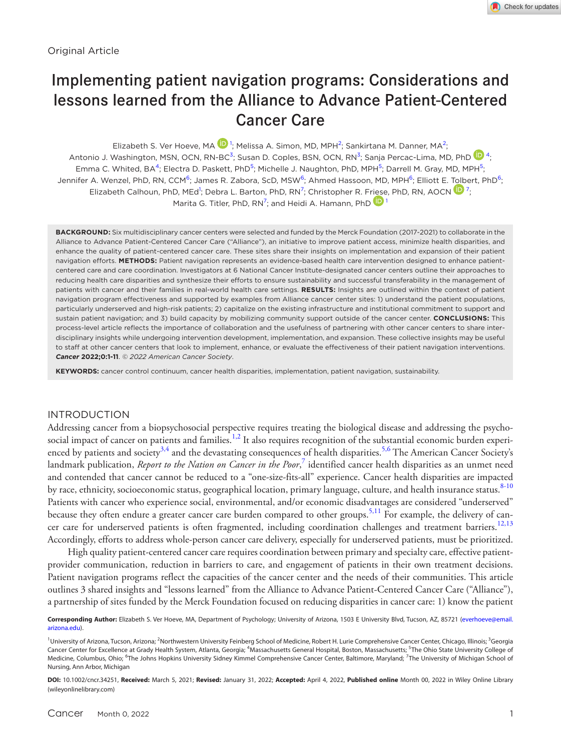Original Article

# Implementing patient navigation programs: Considerations and lessons learned from the Alliance to Advance Patient-Centered Cancer Care

Elizabeth S. Ver Hoeve, MA[1]; Melissa A. Simon, MD, MPH[2]; Sankirtana M. Danner, MA[2]; Antonio J. Washington, MSN, OCN, RN-BC[3]; Susan D. Coples, BSN, OCN, RN[3]; Sanja Percac-Lima, MD, PhD[4]; Emma C. Whited, BA[4]; Electra D. Paskett, PhD[5]; Michelle J. Naughton, PhD, MPH[5]; Darrell M. Gray, MD, MPH[5]; Jennifer A. Wenzel, PhD, RN, CCM[6]; James R. Zabora, ScD, MSW[6]; Ahmed Hassoon, MD, MPH[6]; Elliott E. Tolbert, PhD[6]; Elizabeth Calhoun, PhD, MEd[1]; Debra L. Barton, PhD, RN[7]; Christopher R. Friese, PhD, RN, AOCN[7]; Marita G. Titler, PhD, RN[7]; and Heidi A. Hamann, PhD[1]

**BACKGROUND:** Six multidisciplinary cancer centers were selected and funded by the Merck Foundation (2017-2021) to collaborate in the Alliance to Advance Patient-Centered Cancer Care ("Alliance"), an initiative to improve patient access, minimize health disparities, and enhance the quality of patient-centered cancer care. These sites share their insights on implementation and expansion of their patient navigation efforts. **METHODS:** Patient navigation represents an evidence-based health care intervention designed to enhance patient-centered care and care coordination. Investigators at 6 National Cancer Institute-designated cancer centers outline their approaches to reducing health care disparities and synthesize their efforts to ensure sustainability and successful transferability in the management of patients with cancer and their families in real-world health care settings. **RESULTS:** Insights are outlined within the context of patient navigation program effectiveness and supported by examples from Alliance cancer center sites: 1) understand the patient populations, particularly underserved and high-risk patients; 2) capitalize on the existing infrastructure and institutional commitment to support and sustain patient navigation; and 3) build capacity by mobilizing community support outside of the cancer center. **CONCLUSIONS:** This process-level article reflects the importance of collaboration and the usefulness of partnering with other cancer centers to share inter-disciplinary insights while undergoing intervention development, implementation, and expansion. These collective insights may be useful to staff at other cancer centers that look to implement, enhance, or evaluate the effectiveness of their patient navigation interventions. ***Cancer* 2022;0:1-11**. © *2022 American Cancer Society*.

**KEYWORDS:** cancer control continuum, cancer health disparities, implementation, patient navigation, sustainability.

## INTRODUCTION

Addressing cancer from a biopsychosocial perspective requires treating the biological disease and addressing the psychosocial impact of cancer on patients and families.[1,2] It also requires recognition of the substantial economic burden experienced by patients and society[3,4] and the devastating consequences of health disparities.[5,6] The American Cancer Society's landmark publication, *Report to the Nation on Cancer in the Poor*,[7] identified cancer health disparities as an unmet need and contended that cancer cannot be reduced to a "one-size-fits-all" experience. Cancer health disparities are impacted by race, ethnicity, socioeconomic status, geographical location, primary language, culture, and health insurance status.[8-10] Patients with cancer who experience social, environmental, and/or economic disadvantages are considered "underserved" because they often endure a greater cancer care burden compared to other groups.[5,11] For example, the delivery of cancer care for underserved patients is often fragmented, including coordination challenges and treatment barriers.[12,13] Accordingly, efforts to address whole-person cancer care delivery, especially for underserved patients, must be prioritized.

High quality patient-centered cancer care requires coordination between primary and specialty care, effective patient-provider communication, reduction in barriers to care, and engagement of patients in their own treatment decisions. Patient navigation programs reflect the capacities of the cancer center and the needs of their communities. This article outlines 3 shared insights and "lessons learned" from the Alliance to Advance Patient-Centered Cancer Care ("Alliance"), a partnership of sites funded by the Merck Foundation focused on reducing disparities in cancer care: 1) know the patient

**Corresponding Author:** Elizabeth S. Ver Hoeve, MA, Department of Psychology; University of Arizona, 1503 E University Blvd, Tucson, AZ, 85721 (everhoeve@email.arizona.edu).

[1]University of Arizona, Tucson, Arizona; [2]Northwestern University Feinberg School of Medicine, Robert H. Lurie Comprehensive Cancer Center, Chicago, Illinois; [3]Georgia Cancer Center for Excellence at Grady Health System, Atlanta, Georgia; [4]Massachusetts General Hospital, Boston, Massachusetts; [5]The Ohio State University College of Medicine, Columbus, Ohio; [6]The Johns Hopkins University Sidney Kimmel Comprehensive Cancer Center, Baltimore, Maryland; [7]The University of Michigan School of Nursing, Ann Arbor, Michigan

**DOI:** 10.1002/cncr.34251, **Received:** March 5, 2021; **Revised:** January 31, 2022; **Accepted:** April 4, 2022, **Published online** Month 00, 2022 in Wiley Online Library (wileyonlinelibrary.com)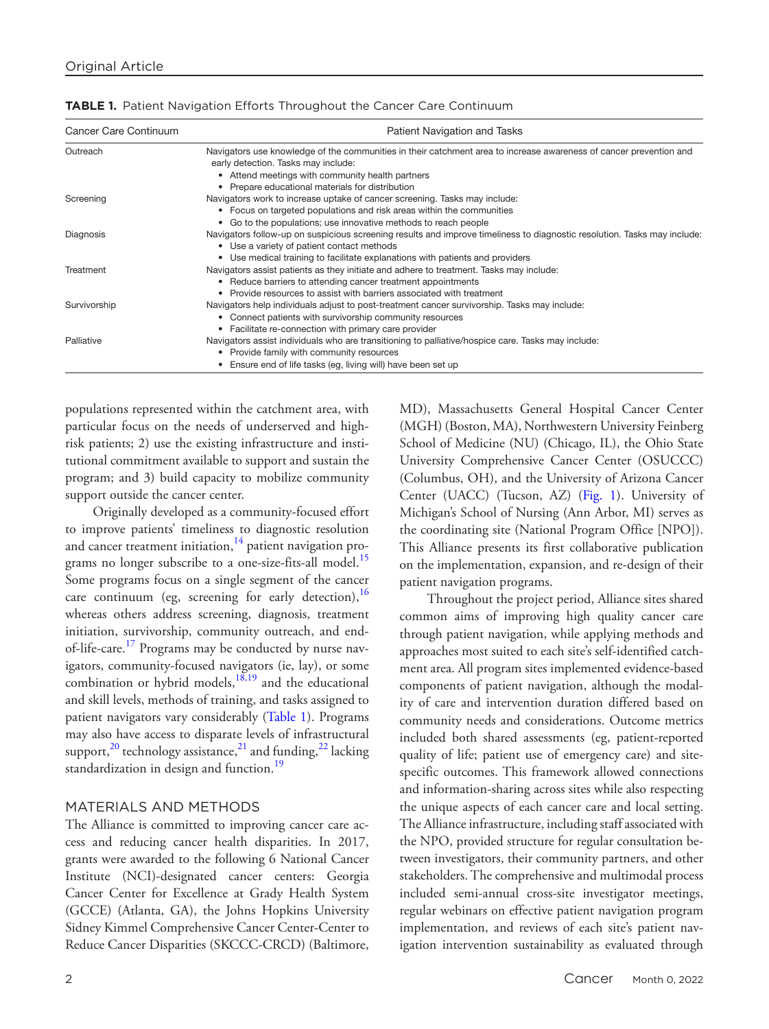**TABLE 1.** Patient Navigation Efforts Throughout the Cancer Care Continuum

| Cancer Care Continuum | Patient Navigation and Tasks |
|---|---|
| Outreach | Navigators use knowledge of the communities in their catchment area to increase awareness of cancer prevention and early detection. Tasks may include: • Attend meetings with community health partners • Prepare educational materials for distribution |
| Screening | Navigators work to increase uptake of cancer screening. Tasks may include: • Focus on targeted populations and risk areas within the communities • Go to the populations; use innovative methods to reach people |
| Diagnosis | Navigators follow-up on suspicious screening results and improve timeliness to diagnostic resolution. Tasks may include: • Use a variety of patient contact methods • Use medical training to facilitate explanations with patients and providers |
| Treatment | Navigators assist patients as they initiate and adhere to treatment. Tasks may include: • Reduce barriers to attending cancer treatment appointments • Provide resources to assist with barriers associated with treatment |
| Survivorship | Navigators help individuals adjust to post-treatment cancer survivorship. Tasks may include: • Connect patients with survivorship community resources • Facilitate re-connection with primary care provider |
| Palliative | Navigators assist individuals who are transitioning to palliative/hospice care. Tasks may include: • Provide family with community resources • Ensure end of life tasks (eg, living will) have been set up |

populations represented within the catchment area, with particular focus on the needs of underserved and high-risk patients; 2) use the existing infrastructure and institutional commitment available to support and sustain the program; and 3) build capacity to mobilize community support outside the cancer center.

Originally developed as a community-focused effort to improve patients' timeliness to diagnostic resolution and cancer treatment initiation,[14] patient navigation programs no longer subscribe to a one-size-fits-all model.[15] Some programs focus on a single segment of the cancer care continuum (eg, screening for early detection),[16] whereas others address screening, diagnosis, treatment initiation, survivorship, community outreach, and end-of-life-care.[17] Programs may be conducted by nurse navigators, community-focused navigators (ie, lay), or some combination or hybrid models,[18,19] and the educational and skill levels, methods of training, and tasks assigned to patient navigators vary considerably (Table 1). Programs may also have access to disparate levels of infrastructural support,[20] technology assistance,[21] and funding,[22] lacking standardization in design and function.[19]

## MATERIALS AND METHODS

The Alliance is committed to improving cancer care access and reducing cancer health disparities. In 2017, grants were awarded to the following 6 National Cancer Institute (NCI)-designated cancer centers: Georgia Cancer Center for Excellence at Grady Health System (GCCE) (Atlanta, GA), the Johns Hopkins University Sidney Kimmel Comprehensive Cancer Center-Center to Reduce Cancer Disparities (SKCCC-CRCD) (Baltimore, MD), Massachusetts General Hospital Cancer Center (MGH) (Boston, MA), Northwestern University Feinberg School of Medicine (NU) (Chicago, IL), the Ohio State University Comprehensive Cancer Center (OSUCCC) (Columbus, OH), and the University of Arizona Cancer Center (UACC) (Tucson, AZ) (Fig. 1). University of Michigan's School of Nursing (Ann Arbor, MI) serves as the coordinating site (National Program Office [NPO]). This Alliance presents its first collaborative publication on the implementation, expansion, and re-design of their patient navigation programs.

Throughout the project period, Alliance sites shared common aims of improving high quality cancer care through patient navigation, while applying methods and approaches most suited to each site's self-identified catchment area. All program sites implemented evidence-based components of patient navigation, although the modality of care and intervention duration differed based on community needs and considerations. Outcome metrics included both shared assessments (eg, patient-reported quality of life; patient use of emergency care) and site-specific outcomes. This framework allowed connections and information-sharing across sites while also respecting the unique aspects of each cancer care and local setting. The Alliance infrastructure, including staff associated with the NPO, provided structure for regular consultation between investigators, their community partners, and other stakeholders. The comprehensive and multimodal process included semi-annual cross-site investigator meetings, regular webinars on effective patient navigation program implementation, and reviews of each site's patient navigation intervention sustainability as evaluated through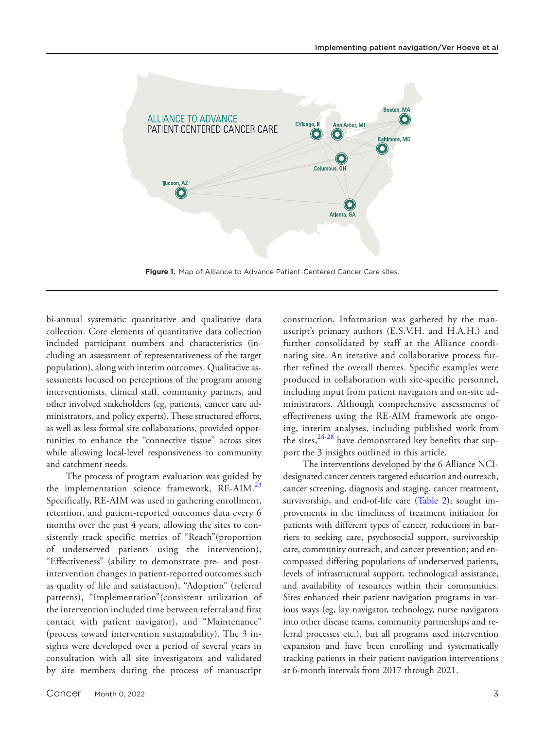Figure 1. Map of Alliance to Advance Patient-Centered Cancer Care sites.

bi-annual systematic quantitative and qualitative data collection. Core elements of quantitative data collection included participant numbers and characteristics (including an assessment of representativeness of the target population), along with interim outcomes. Qualitative assessments focused on perceptions of the program among interventionists, clinical staff, community partners, and other involved stakeholders (eg, patients, cancer care administrators, and policy experts). These structured efforts, as well as less formal site collaborations, provided opportunities to enhance the "connective tissue" across sites while allowing local-level responsiveness to community and catchment needs.

The process of program evaluation was guided by the implementation science framework, RE-AIM.[23] Specifically, RE-AIM was used in gathering enrollment, retention, and patient-reported outcomes data every 6 months over the past 4 years, allowing the sites to consistently track specific metrics of "Reach"(proportion of underserved patients using the intervention), "Effectiveness" (ability to demonstrate pre- and post-intervention changes in patient-reported outcomes such as quality of life and satisfaction), "Adoption" (referral patterns), "Implementation"(consistent utilization of the intervention included time between referral and first contact with patient navigator), and "Maintenance" (process toward intervention sustainability). The 3 insights were developed over a period of several years in consultation with all site investigators and validated by site members during the process of manuscript construction. Information was gathered by the manuscript's primary authors (E.S.V.H. and H.A.H.) and further consolidated by staff at the Alliance coordinating site. An iterative and collaborative process further refined the overall themes. Specific examples were produced in collaboration with site-specific personnel, including input from patient navigators and on-site administrators. Although comprehensive assessments of effectiveness using the RE-AIM framework are ongoing, interim analyses, including published work from the sites,[24-28] have demonstrated key benefits that support the 3 insights outlined in this article.

The interventions developed by the 6 Alliance NCI-designated cancer centers targeted education and outreach, cancer screening, diagnosis and staging, cancer treatment, survivorship, and end-of-life care (Table 2); sought improvements in the timeliness of treatment initiation for patients with different types of cancer, reductions in barriers to seeking care, psychosocial support, survivorship care, community outreach, and cancer prevention; and encompassed differing populations of underserved patients, levels of infrastructural support, technological assistance, and availability of resources within their communities. Sites enhanced their patient navigation programs in various ways (eg, lay navigator, technology, nurse navigators into other disease teams, community partnerships and referral processes etc.), but all programs used intervention expansion and have been enrolling and systematically tracking patients in their patient navigation interventions at 6-month intervals from 2017 through 2021.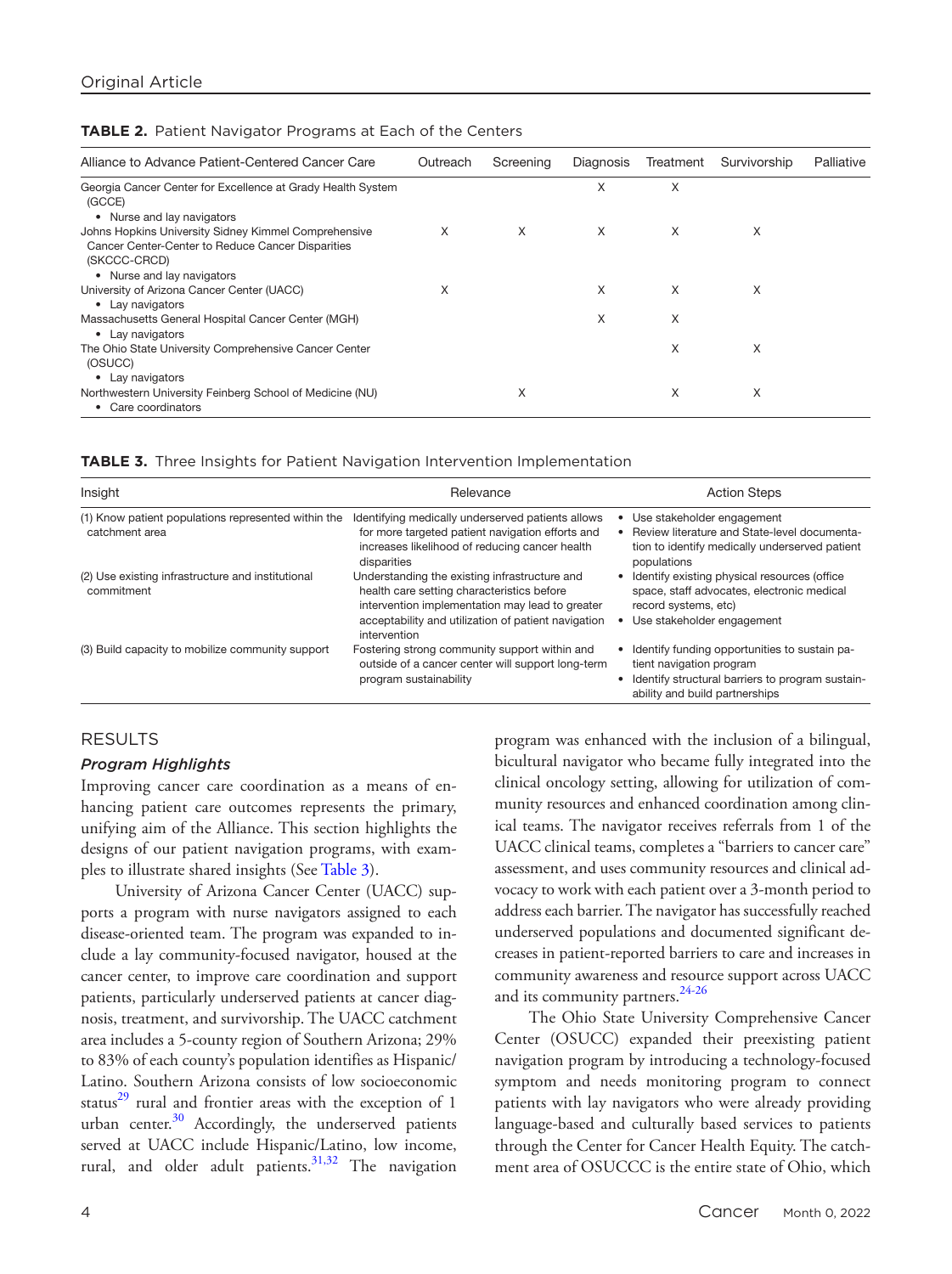**TABLE 2.** Patient Navigator Programs at Each of the Centers

| Alliance to Advance Patient-Centered Cancer Care | Outreach | Screening | Diagnosis | Treatment | Survivorship | Palliative |
|---|---|---|---|---|---|---|
| Georgia Cancer Center for Excellence at Grady Health System (GCCE)<br>• Nurse and lay navigators | | | X | X | | |
| Johns Hopkins University Sidney Kimmel Comprehensive Cancer Center-Center to Reduce Cancer Disparities (SKCCC-CRCD)<br>• Nurse and lay navigators | X | X | X | X | X | |
| University of Arizona Cancer Center (UACC)<br>• Lay navigators | X | | X | X | X | |
| Massachusetts General Hospital Cancer Center (MGH)<br>• Lay navigators | | | X | X | | |
| The Ohio State University Comprehensive Cancer Center (OSUCC)<br>• Lay navigators | | | | X | X | |
| Northwestern University Feinberg School of Medicine (NU)<br>• Care coordinators | | X | | X | X | |

**TABLE 3.** Three Insights for Patient Navigation Intervention Implementation

| Insight | Relevance | Action Steps |
|---|---|---|
| (1) Know patient populations represented within the catchment area | Identifying medically underserved patients allows for more targeted patient navigation efforts and increases likelihood of reducing cancer health disparities | • Use stakeholder engagement<br>• Review literature and State-level documentation to identify medically underserved patient populations |
| (2) Use existing infrastructure and institutional commitment | Understanding the existing infrastructure and health care setting characteristics before intervention implementation may lead to greater acceptability and utilization of patient navigation intervention | • Identify existing physical resources (office space, staff advocates, electronic medical record systems, etc)<br>• Use stakeholder engagement |
| (3) Build capacity to mobilize community support | Fostering strong community support within and outside of a cancer center will support long-term program sustainability | • Identify funding opportunities to sustain patient navigation program<br>• Identify structural barriers to program sustainability and build partnerships |

## RESULTS

### *Program Highlights*

Improving cancer care coordination as a means of enhancing patient care outcomes represents the primary, unifying aim of the Alliance. This section highlights the designs of our patient navigation programs, with examples to illustrate shared insights (See Table 3).

University of Arizona Cancer Center (UACC) supports a program with nurse navigators assigned to each disease-oriented team. The program was expanded to include a lay community-focused navigator, housed at the cancer center, to improve care coordination and support patients, particularly underserved patients at cancer diagnosis, treatment, and survivorship. The UACC catchment area includes a 5-county region of Southern Arizona; 29% to 83% of each county's population identifies as Hispanic/Latino. Southern Arizona consists of low socioeconomic status[29] rural and frontier areas with the exception of 1 urban center.[30] Accordingly, the underserved patients served at UACC include Hispanic/Latino, low income, rural, and older adult patients.[31,32] The navigation program was enhanced with the inclusion of a bilingual, bicultural navigator who became fully integrated into the clinical oncology setting, allowing for utilization of community resources and enhanced coordination among clinical teams. The navigator receives referrals from 1 of the UACC clinical teams, completes a "barriers to cancer care" assessment, and uses community resources and clinical advocacy to work with each patient over a 3-month period to address each barrier. The navigator has successfully reached underserved populations and documented significant decreases in patient-reported barriers to care and increases in community awareness and resource support across UACC and its community partners.[24-26]

The Ohio State University Comprehensive Cancer Center (OSUCC) expanded their preexisting patient navigation program by introducing a technology-focused symptom and needs monitoring program to connect patients with lay navigators who were already providing language-based and culturally based services to patients through the Center for Cancer Health Equity. The catchment area of OSUCCC is the entire state of Ohio, which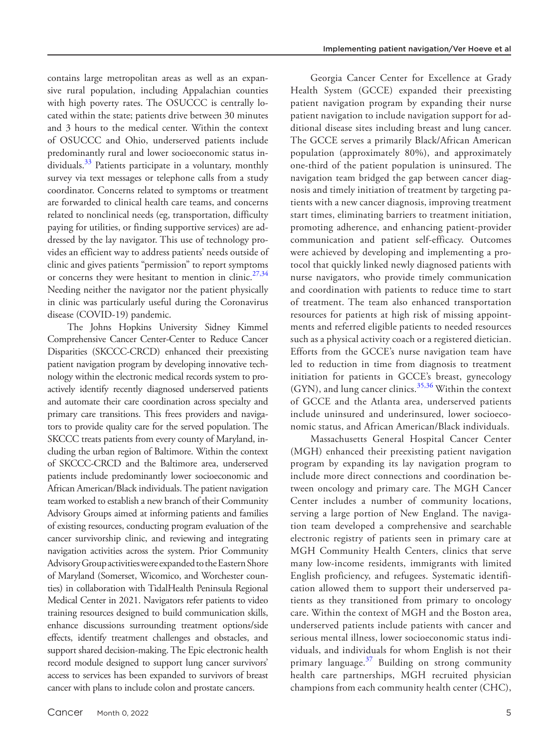contains large metropolitan areas as well as an expansive rural population, including Appalachian counties with high poverty rates. The OSUCCC is centrally located within the state; patients drive between 30 minutes and 3 hours to the medical center. Within the context of OSUCCC and Ohio, underserved patients include predominantly rural and lower socioeconomic status individuals.[33] Patients participate in a voluntary, monthly survey via text messages or telephone calls from a study coordinator. Concerns related to symptoms or treatment are forwarded to clinical health care teams, and concerns related to nonclinical needs (eg, transportation, difficulty paying for utilities, or finding supportive services) are addressed by the lay navigator. This use of technology provides an efficient way to address patients' needs outside of clinic and gives patients "permission" to report symptoms or concerns they were hesitant to mention in clinic.[27,34] Needing neither the navigator nor the patient physically in clinic was particularly useful during the Coronavirus disease (COVID-19) pandemic.

The Johns Hopkins University Sidney Kimmel Comprehensive Cancer Center-Center to Reduce Cancer Disparities (SKCCC-CRCD) enhanced their preexisting patient navigation program by developing innovative technology within the electronic medical records system to proactively identify recently diagnosed underserved patients and automate their care coordination across specialty and primary care transitions. This frees providers and navigators to provide quality care for the served population. The SKCCC treats patients from every county of Maryland, including the urban region of Baltimore. Within the context of SKCCC-CRCD and the Baltimore area, underserved patients include predominantly lower socioeconomic and African American/Black individuals. The patient navigation team worked to establish a new branch of their Community Advisory Groups aimed at informing patients and families of existing resources, conducting program evaluation of the cancer survivorship clinic, and reviewing and integrating navigation activities across the system. Prior Community Advisory Group activities were expanded to the Eastern Shore of Maryland (Somerset, Wicomico, and Worchester counties) in collaboration with TidalHealth Peninsula Regional Medical Center in 2021. Navigators refer patients to video training resources designed to build communication skills, enhance discussions surrounding treatment options/side effects, identify treatment challenges and obstacles, and support shared decision-making. The Epic electronic health record module designed to support lung cancer survivors' access to services has been expanded to survivors of breast cancer with plans to include colon and prostate cancers.

Georgia Cancer Center for Excellence at Grady Health System (GCCE) expanded their preexisting patient navigation program by expanding their nurse patient navigation to include navigation support for additional disease sites including breast and lung cancer. The GCCE serves a primarily Black/African American population (approximately 80%), and approximately one-third of the patient population is uninsured. The navigation team bridged the gap between cancer diagnosis and timely initiation of treatment by targeting patients with a new cancer diagnosis, improving treatment start times, eliminating barriers to treatment initiation, promoting adherence, and enhancing patient-provider communication and patient self-efficacy. Outcomes were achieved by developing and implementing a protocol that quickly linked newly diagnosed patients with nurse navigators, who provide timely communication and coordination with patients to reduce time to start of treatment. The team also enhanced transportation resources for patients at high risk of missing appointments and referred eligible patients to needed resources such as a physical activity coach or a registered dietician. Efforts from the GCCE's nurse navigation team have led to reduction in time from diagnosis to treatment initiation for patients in GCCE's breast, gynecology (GYN), and lung cancer clinics.[35,36] Within the context of GCCE and the Atlanta area, underserved patients include uninsured and underinsured, lower socioeconomic status, and African American/Black individuals.

Massachusetts General Hospital Cancer Center (MGH) enhanced their preexisting patient navigation program by expanding its lay navigation program to include more direct connections and coordination between oncology and primary care. The MGH Cancer Center includes a number of community locations, serving a large portion of New England. The navigation team developed a comprehensive and searchable electronic registry of patients seen in primary care at MGH Community Health Centers, clinics that serve many low-income residents, immigrants with limited English proficiency, and refugees. Systematic identification allowed them to support their underserved patients as they transitioned from primary to oncology care. Within the context of MGH and the Boston area, underserved patients include patients with cancer and serious mental illness, lower socioeconomic status individuals, and individuals for whom English is not their primary language.[37] Building on strong community health care partnerships, MGH recruited physician champions from each community health center (CHC),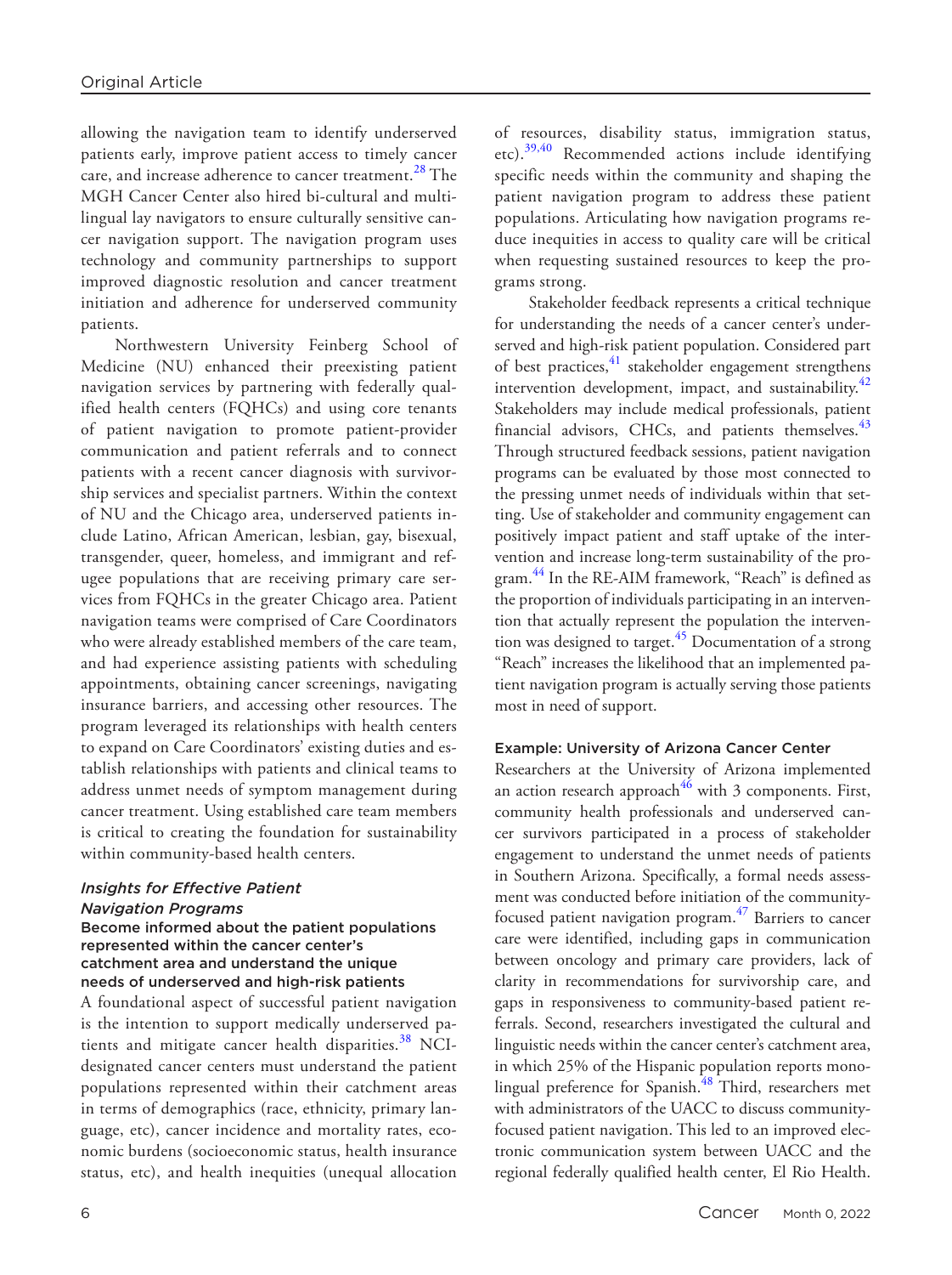allowing the navigation team to identify underserved patients early, improve patient access to timely cancer care, and increase adherence to cancer treatment.[28] The MGH Cancer Center also hired bi-cultural and multilingual lay navigators to ensure culturally sensitive cancer navigation support. The navigation program uses technology and community partnerships to support improved diagnostic resolution and cancer treatment initiation and adherence for underserved community patients.

Northwestern University Feinberg School of Medicine (NU) enhanced their preexisting patient navigation services by partnering with federally qualified health centers (FQHCs) and using core tenants of patient navigation to promote patient-provider communication and patient referrals and to connect patients with a recent cancer diagnosis with survivorship services and specialist partners. Within the context of NU and the Chicago area, underserved patients include Latino, African American, lesbian, gay, bisexual, transgender, queer, homeless, and immigrant and refugee populations that are receiving primary care services from FQHCs in the greater Chicago area. Patient navigation teams were comprised of Care Coordinators who were already established members of the care team, and had experience assisting patients with scheduling appointments, obtaining cancer screenings, navigating insurance barriers, and accessing other resources. The program leveraged its relationships with health centers to expand on Care Coordinators' existing duties and establish relationships with patients and clinical teams to address unmet needs of symptom management during cancer treatment. Using established care team members is critical to creating the foundation for sustainability within community-based health centers.

## *Insights for Effective Patient Navigation Programs*

### Become informed about the patient populations represented within the cancer center's catchment area and understand the unique needs of underserved and high-risk patients

A foundational aspect of successful patient navigation is the intention to support medically underserved patients and mitigate cancer health disparities.[38] NCI-designated cancer centers must understand the patient populations represented within their catchment areas in terms of demographics (race, ethnicity, primary language, etc), cancer incidence and mortality rates, economic burdens (socioeconomic status, health insurance status, etc), and health inequities (unequal allocation of resources, disability status, immigration status, etc).[39,40] Recommended actions include identifying specific needs within the community and shaping the patient navigation program to address these patient populations. Articulating how navigation programs reduce inequities in access to quality care will be critical when requesting sustained resources to keep the programs strong.

Stakeholder feedback represents a critical technique for understanding the needs of a cancer center's underserved and high-risk patient population. Considered part of best practices,[41] stakeholder engagement strengthens intervention development, impact, and sustainability.[42] Stakeholders may include medical professionals, patient financial advisors, CHCs, and patients themselves.[43] Through structured feedback sessions, patient navigation programs can be evaluated by those most connected to the pressing unmet needs of individuals within that setting. Use of stakeholder and community engagement can positively impact patient and staff uptake of the intervention and increase long-term sustainability of the program.[44] In the RE-AIM framework, "Reach" is defined as the proportion of individuals participating in an intervention that actually represent the population the intervention was designed to target.[45] Documentation of a strong "Reach" increases the likelihood that an implemented patient navigation program is actually serving those patients most in need of support.

#### Example: University of Arizona Cancer Center

Researchers at the University of Arizona implemented an action research approach[46] with 3 components. First, community health professionals and underserved cancer survivors participated in a process of stakeholder engagement to understand the unmet needs of patients in Southern Arizona. Specifically, a formal needs assessment was conducted before initiation of the community-focused patient navigation program.[47] Barriers to cancer care were identified, including gaps in communication between oncology and primary care providers, lack of clarity in recommendations for survivorship care, and gaps in responsiveness to community-based patient referrals. Second, researchers investigated the cultural and linguistic needs within the cancer center's catchment area, in which 25% of the Hispanic population reports monolingual preference for Spanish.[48] Third, researchers met with administrators of the UACC to discuss community-focused patient navigation. This led to an improved electronic communication system between UACC and the regional federally qualified health center, El Rio Health.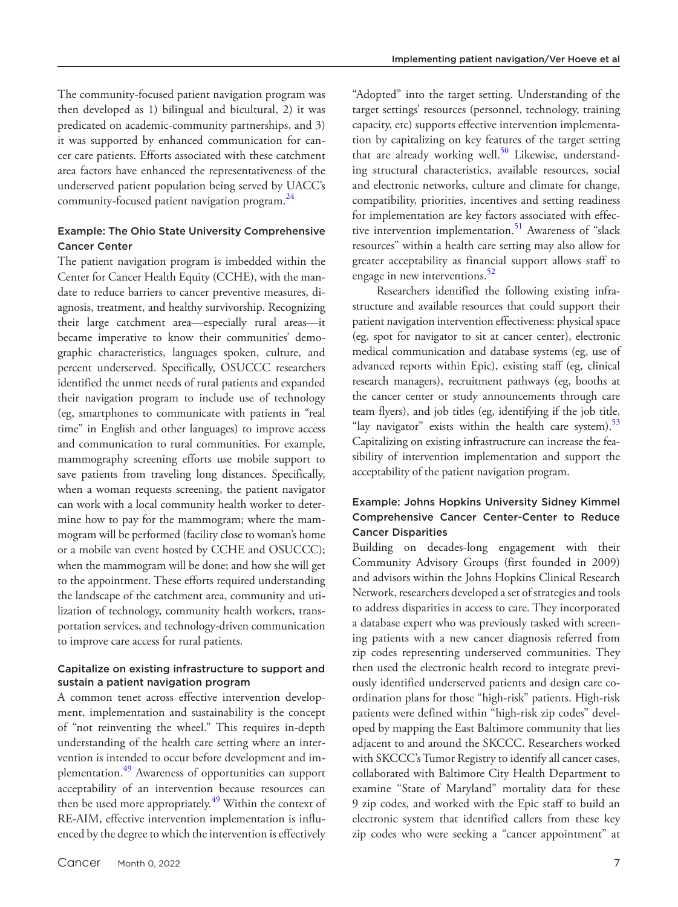The community-focused patient navigation program was then developed as 1) bilingual and bicultural, 2) it was predicated on academic-community partnerships, and 3) it was supported by enhanced communication for cancer care patients. Efforts associated with these catchment area factors have enhanced the representativeness of the underserved patient population being served by UACC's community-focused patient navigation program.[24]

### Example: The Ohio State University Comprehensive Cancer Center

The patient navigation program is imbedded within the Center for Cancer Health Equity (CCHE), with the mandate to reduce barriers to cancer preventive measures, diagnosis, treatment, and healthy survivorship. Recognizing their large catchment area—especially rural areas—it became imperative to know their communities' demographic characteristics, languages spoken, culture, and percent underserved. Specifically, OSUCCC researchers identified the unmet needs of rural patients and expanded their navigation program to include use of technology (eg, smartphones to communicate with patients in "real time" in English and other languages) to improve access and communication to rural communities. For example, mammography screening efforts use mobile support to save patients from traveling long distances. Specifically, when a woman requests screening, the patient navigator can work with a local community health worker to determine how to pay for the mammogram; where the mammogram will be performed (facility close to woman's home or a mobile van event hosted by CCHE and OSUCCC); when the mammogram will be done; and how she will get to the appointment. These efforts required understanding the landscape of the catchment area, community and utilization of technology, community health workers, transportation services, and technology-driven communication to improve care access for rural patients.

### Capitalize on existing infrastructure to support and sustain a patient navigation program

A common tenet across effective intervention development, implementation and sustainability is the concept of "not reinventing the wheel." This requires in-depth understanding of the health care setting where an intervention is intended to occur before development and implementation.[49] Awareness of opportunities can support acceptability of an intervention because resources can then be used more appropriately.[49] Within the context of RE-AIM, effective intervention implementation is influenced by the degree to which the intervention is effectively "Adopted" into the target setting. Understanding of the target settings' resources (personnel, technology, training capacity, etc) supports effective intervention implementation by capitalizing on key features of the target setting that are already working well.[50] Likewise, understanding structural characteristics, available resources, social and electronic networks, culture and climate for change, compatibility, priorities, incentives and setting readiness for implementation are key factors associated with effective intervention implementation.[51] Awareness of "slack resources" within a health care setting may also allow for greater acceptability as financial support allows staff to engage in new interventions.[52]

Researchers identified the following existing infrastructure and available resources that could support their patient navigation intervention effectiveness: physical space (eg, spot for navigator to sit at cancer center), electronic medical communication and database systems (eg, use of advanced reports within Epic), existing staff (eg, clinical research managers), recruitment pathways (eg, booths at the cancer center or study announcements through care team flyers), and job titles (eg, identifying if the job title, "lay navigator" exists within the health care system).[53] Capitalizing on existing infrastructure can increase the feasibility of intervention implementation and support the acceptability of the patient navigation program.

### Example: Johns Hopkins University Sidney Kimmel Comprehensive Cancer Center-Center to Reduce Cancer Disparities

Building on decades-long engagement with their Community Advisory Groups (first founded in 2009) and advisors within the Johns Hopkins Clinical Research Network, researchers developed a set of strategies and tools to address disparities in access to care. They incorporated a database expert who was previously tasked with screening patients with a new cancer diagnosis referred from zip codes representing underserved communities. They then used the electronic health record to integrate previously identified underserved patients and design care coordination plans for those "high-risk" patients. High-risk patients were defined within "high-risk zip codes" developed by mapping the East Baltimore community that lies adjacent to and around the SKCCC. Researchers worked with SKCCC's Tumor Registry to identify all cancer cases, collaborated with Baltimore City Health Department to examine "State of Maryland" mortality data for these 9 zip codes, and worked with the Epic staff to build an electronic system that identified callers from these key zip codes who were seeking a "cancer appointment" at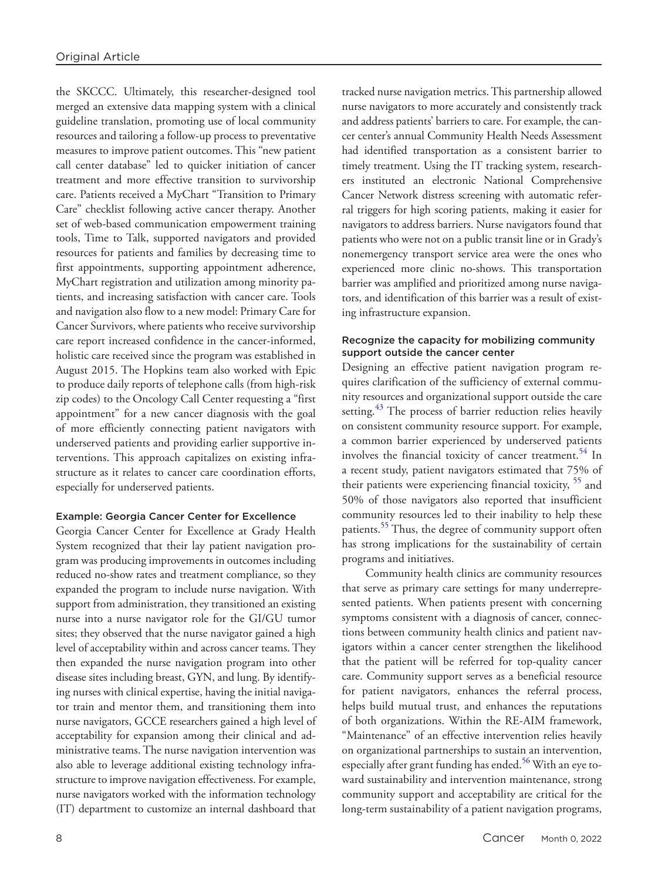the SKCCC. Ultimately, this researcher-designed tool merged an extensive data mapping system with a clinical guideline translation, promoting use of local community resources and tailoring a follow-up process to preventative measures to improve patient outcomes. This "new patient call center database" led to quicker initiation of cancer treatment and more effective transition to survivorship care. Patients received a MyChart "Transition to Primary Care" checklist following active cancer therapy. Another set of web-based communication empowerment training tools, Time to Talk, supported navigators and provided resources for patients and families by decreasing time to first appointments, supporting appointment adherence, MyChart registration and utilization among minority patients, and increasing satisfaction with cancer care. Tools and navigation also flow to a new model: Primary Care for Cancer Survivors, where patients who receive survivorship care report increased confidence in the cancer-informed, holistic care received since the program was established in August 2015. The Hopkins team also worked with Epic to produce daily reports of telephone calls (from high-risk zip codes) to the Oncology Call Center requesting a "first appointment" for a new cancer diagnosis with the goal of more efficiently connecting patient navigators with underserved patients and providing earlier supportive interventions. This approach capitalizes on existing infrastructure as it relates to cancer care coordination efforts, especially for underserved patients.

#### Example: Georgia Cancer Center for Excellence

Georgia Cancer Center for Excellence at Grady Health System recognized that their lay patient navigation program was producing improvements in outcomes including reduced no-show rates and treatment compliance, so they expanded the program to include nurse navigation. With support from administration, they transitioned an existing nurse into a nurse navigator role for the GI/GU tumor sites; they observed that the nurse navigator gained a high level of acceptability within and across cancer teams. They then expanded the nurse navigation program into other disease sites including breast, GYN, and lung. By identifying nurses with clinical expertise, having the initial navigator train and mentor them, and transitioning them into nurse navigators, GCCE researchers gained a high level of acceptability for expansion among their clinical and administrative teams. The nurse navigation intervention was also able to leverage additional existing technology infrastructure to improve navigation effectiveness. For example, nurse navigators worked with the information technology (IT) department to customize an internal dashboard that tracked nurse navigation metrics. This partnership allowed nurse navigators to more accurately and consistently track and address patients' barriers to care. For example, the cancer center's annual Community Health Needs Assessment had identified transportation as a consistent barrier to timely treatment. Using the IT tracking system, researchers instituted an electronic National Comprehensive Cancer Network distress screening with automatic referral triggers for high scoring patients, making it easier for navigators to address barriers. Nurse navigators found that patients who were not on a public transit line or in Grady's nonemergency transport service area were the ones who experienced more clinic no-shows. This transportation barrier was amplified and prioritized among nurse navigators, and identification of this barrier was a result of existing infrastructure expansion.

### Recognize the capacity for mobilizing community support outside the cancer center

Designing an effective patient navigation program requires clarification of the sufficiency of external community resources and organizational support outside the care setting.[43] The process of barrier reduction relies heavily on consistent community resource support. For example, a common barrier experienced by underserved patients involves the financial toxicity of cancer treatment.[54] In a recent study, patient navigators estimated that 75% of their patients were experiencing financial toxicity, [55] and 50% of those navigators also reported that insufficient community resources led to their inability to help these patients.[55] Thus, the degree of community support often has strong implications for the sustainability of certain programs and initiatives.

Community health clinics are community resources that serve as primary care settings for many underrepresented patients. When patients present with concerning symptoms consistent with a diagnosis of cancer, connections between community health clinics and patient navigators within a cancer center strengthen the likelihood that the patient will be referred for top-quality cancer care. Community support serves as a beneficial resource for patient navigators, enhances the referral process, helps build mutual trust, and enhances the reputations of both organizations. Within the RE-AIM framework, "Maintenance" of an effective intervention relies heavily on organizational partnerships to sustain an intervention, especially after grant funding has ended.[56] With an eye toward sustainability and intervention maintenance, strong community support and acceptability are critical for the long-term sustainability of a patient navigation programs,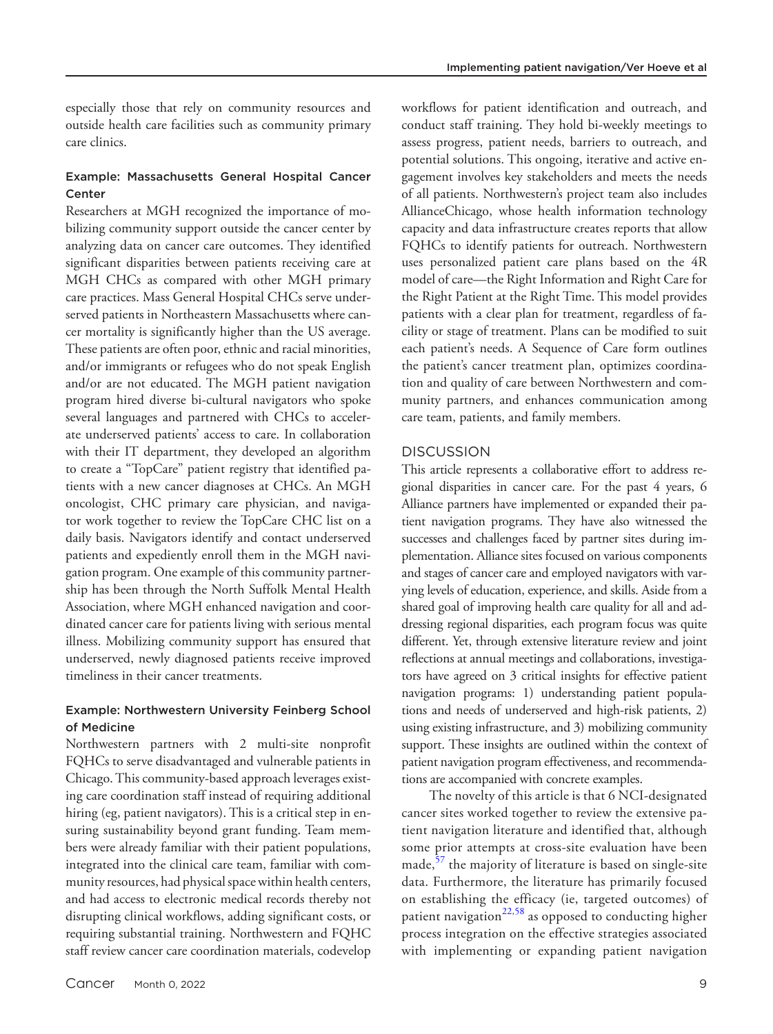especially those that rely on community resources and outside health care facilities such as community primary care clinics.

### Example: Massachusetts General Hospital Cancer Center

Researchers at MGH recognized the importance of mobilizing community support outside the cancer center by analyzing data on cancer care outcomes. They identified significant disparities between patients receiving care at MGH CHCs as compared with other MGH primary care practices. Mass General Hospital CHCs serve underserved patients in Northeastern Massachusetts where cancer mortality is significantly higher than the US average. These patients are often poor, ethnic and racial minorities, and/or immigrants or refugees who do not speak English and/or are not educated. The MGH patient navigation program hired diverse bi-cultural navigators who spoke several languages and partnered with CHCs to accelerate underserved patients' access to care. In collaboration with their IT department, they developed an algorithm to create a "TopCare" patient registry that identified patients with a new cancer diagnoses at CHCs. An MGH oncologist, CHC primary care physician, and navigator work together to review the TopCare CHC list on a daily basis. Navigators identify and contact underserved patients and expediently enroll them in the MGH navigation program. One example of this community partnership has been through the North Suffolk Mental Health Association, where MGH enhanced navigation and coordinated cancer care for patients living with serious mental illness. Mobilizing community support has ensured that underserved, newly diagnosed patients receive improved timeliness in their cancer treatments.

### Example: Northwestern University Feinberg School of Medicine

Northwestern partners with 2 multi-site nonprofit FQHCs to serve disadvantaged and vulnerable patients in Chicago. This community-based approach leverages existing care coordination staff instead of requiring additional hiring (eg, patient navigators). This is a critical step in ensuring sustainability beyond grant funding. Team members were already familiar with their patient populations, integrated into the clinical care team, familiar with community resources, had physical space within health centers, and had access to electronic medical records thereby not disrupting clinical workflows, adding significant costs, or requiring substantial training. Northwestern and FQHC staff review cancer care coordination materials, codevelop workflows for patient identification and outreach, and conduct staff training. They hold bi-weekly meetings to assess progress, patient needs, barriers to outreach, and potential solutions. This ongoing, iterative and active engagement involves key stakeholders and meets the needs of all patients. Northwestern's project team also includes AllianceChicago, whose health information technology capacity and data infrastructure creates reports that allow FQHCs to identify patients for outreach. Northwestern uses personalized patient care plans based on the 4R model of care—the Right Information and Right Care for the Right Patient at the Right Time. This model provides patients with a clear plan for treatment, regardless of facility or stage of treatment. Plans can be modified to suit each patient's needs. A Sequence of Care form outlines the patient's cancer treatment plan, optimizes coordination and quality of care between Northwestern and community partners, and enhances communication among care team, patients, and family members.

## DISCUSSION

This article represents a collaborative effort to address regional disparities in cancer care. For the past 4 years, 6 Alliance partners have implemented or expanded their patient navigation programs. They have also witnessed the successes and challenges faced by partner sites during implementation. Alliance sites focused on various components and stages of cancer care and employed navigators with varying levels of education, experience, and skills. Aside from a shared goal of improving health care quality for all and addressing regional disparities, each program focus was quite different. Yet, through extensive literature review and joint reflections at annual meetings and collaborations, investigators have agreed on 3 critical insights for effective patient navigation programs: 1) understanding patient populations and needs of underserved and high-risk patients, 2) using existing infrastructure, and 3) mobilizing community support. These insights are outlined within the context of patient navigation program effectiveness, and recommendations are accompanied with concrete examples.

The novelty of this article is that 6 NCI-designated cancer sites worked together to review the extensive patient navigation literature and identified that, although some prior attempts at cross-site evaluation have been made,[57] the majority of literature is based on single-site data. Furthermore, the literature has primarily focused on establishing the efficacy (ie, targeted outcomes) of patient navigation[22,58] as opposed to conducting higher process integration on the effective strategies associated with implementing or expanding patient navigation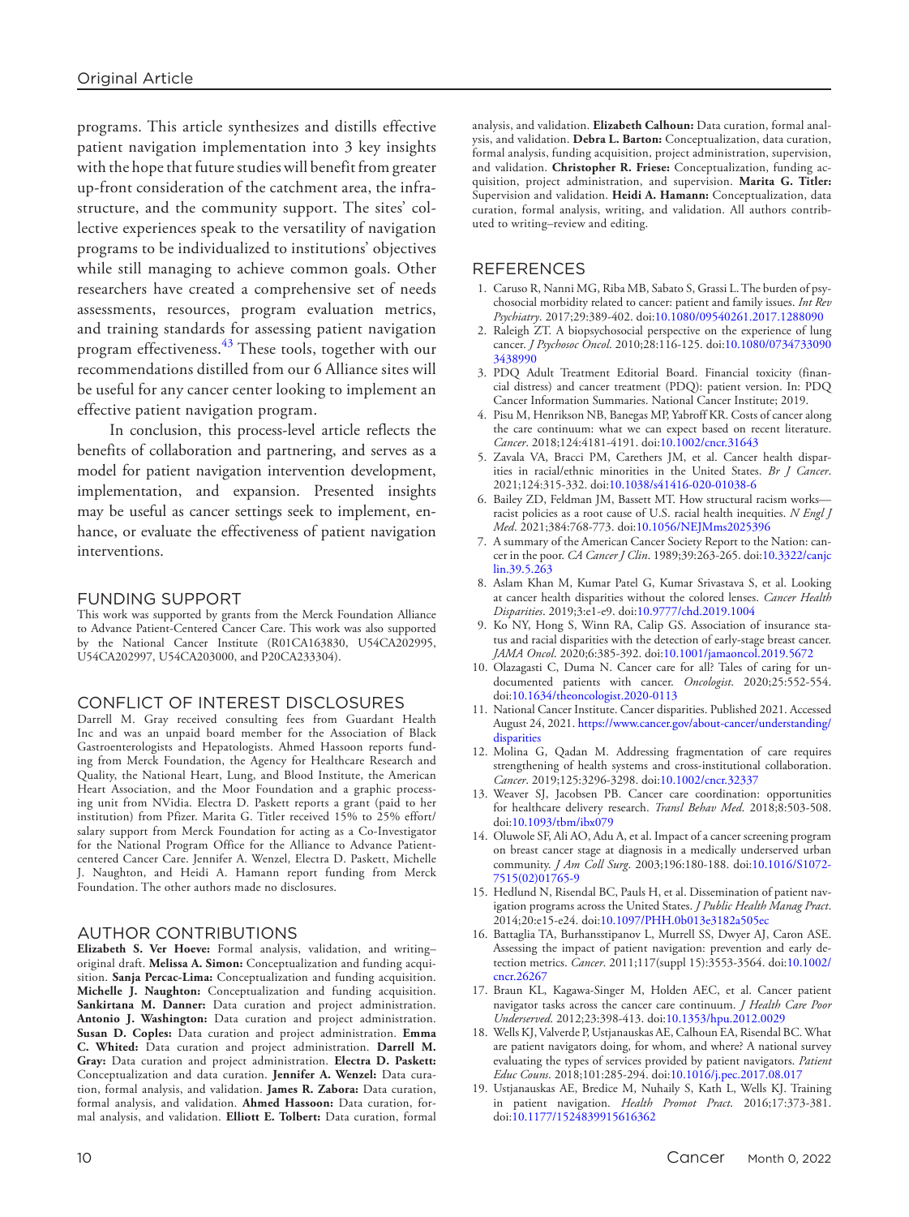programs. This article synthesizes and distills effective patient navigation implementation into 3 key insights with the hope that future studies will benefit from greater up-front consideration of the catchment area, the infrastructure, and the community support. The sites' collective experiences speak to the versatility of navigation programs to be individualized to institutions' objectives while still managing to achieve common goals. Other researchers have created a comprehensive set of needs assessments, resources, program evaluation metrics, and training standards for assessing patient navigation program effectiveness.[43] These tools, together with our recommendations distilled from our 6 Alliance sites will be useful for any cancer center looking to implement an effective patient navigation program.

In conclusion, this process-level article reflects the benefits of collaboration and partnering, and serves as a model for patient navigation intervention development, implementation, and expansion. Presented insights may be useful as cancer settings seek to implement, enhance, or evaluate the effectiveness of patient navigation interventions.

## FUNDING SUPPORT

This work was supported by grants from the Merck Foundation Alliance to Advance Patient-Centered Cancer Care. This work was also supported by the National Cancer Institute (R01CA163830, U54CA202995, U54CA202997, U54CA203000, and P20CA233304).

## CONFLICT OF INTEREST DISCLOSURES

Darrell M. Gray received consulting fees from Guardant Health Inc and was an unpaid board member for the Association of Black Gastroenterologists and Hepatologists. Ahmed Hassoon reports funding from Merck Foundation, the Agency for Healthcare Research and Quality, the National Heart, Lung, and Blood Institute, the American Heart Association, and the Moor Foundation and a graphic processing unit from NVidia. Electra D. Paskett reports a grant (paid to her institution) from Pfizer. Marita G. Titler received 15% to 25% effort/salary support from Merck Foundation for acting as a Co-Investigator for the National Program Office for the Alliance to Advance Patient-centered Cancer Care. Jennifer A. Wenzel, Electra D. Paskett, Michelle J. Naughton, and Heidi A. Hamann report funding from Merck Foundation. The other authors made no disclosures.

## AUTHOR CONTRIBUTIONS

**Elizabeth S. Ver Hoeve:** Formal analysis, validation, and writing–original draft. **Melissa A. Simon:** Conceptualization and funding acquisition. **Sanja Percac-Lima:** Conceptualization and funding acquisition. **Michelle J. Naughton:** Conceptualization and funding acquisition. **Sankirtana M. Danner:** Data curation and project administration. **Antonio J. Washington:** Data curation and project administration. **Susan D. Coples:** Data curation and project administration. **Emma C. Whited:** Data curation and project administration. **Darrell M. Gray:** Data curation and project administration. **Electra D. Paskett:** Conceptualization and data curation. **Jennifer A. Wenzel:** Data curation, formal analysis, and validation. **James R. Zabora:** Data curation, formal analysis, and validation. **Ahmed Hassoon:** Data curation, formal analysis, and validation. **Elliott E. Tolbert:** Data curation, formal analysis, and validation. **Elizabeth Calhoun:** Data curation, formal analysis, and validation. **Debra L. Barton:** Conceptualization, data curation, formal analysis, funding acquisition, project administration, supervision, and validation. **Christopher R. Friese:** Conceptualization, funding acquisition, project administration, and supervision. **Marita G. Titler:** Supervision and validation. **Heidi A. Hamann:** Conceptualization, data curation, formal analysis, writing, and validation. All authors contributed to writing–review and editing.

## REFERENCES

1. Caruso R, Nanni MG, Riba MB, Sabato S, Grassi L. The burden of psychosocial morbidity related to cancer: patient and family issues. *Int Rev Psychiatry*. 2017;29:389-402. doi:10.1080/09540261.2017.1288090
2. Raleigh ZT. A biopsychosocial perspective on the experience of lung cancer. *J Psychosoc Oncol*. 2010;28:116-125. doi:10.1080/07347330903438990
3. PDQ Adult Treatment Editorial Board. Financial toxicity (financial distress) and cancer treatment (PDQ): patient version. In: PDQ Cancer Information Summaries. National Cancer Institute; 2019.
4. Pisu M, Henrikson NB, Banegas MP, Yabroff KR. Costs of cancer along the care continuum: what we can expect based on recent literature. *Cancer*. 2018;124:4181-4191. doi:10.1002/cncr.31643
5. Zavala VA, Bracci PM, Carethers JM, et al. Cancer health disparities in racial/ethnic minorities in the United States. *Br J Cancer*. 2021;124:315-332. doi:10.1038/s41416-020-01038-6
6. Bailey ZD, Feldman JM, Bassett MT. How structural racism works—racist policies as a root cause of U.S. racial health inequities. *N Engl J Med*. 2021;384:768-773. doi:10.1056/NEJMms2025396
7. A summary of the American Cancer Society Report to the Nation: cancer in the poor. *CA Cancer J Clin*. 1989;39:263-265. doi:10.3322/canjclin.39.5.263
8. Aslam Khan M, Kumar Patel G, Kumar Srivastava S, et al. Looking at cancer health disparities without the colored lenses. *Cancer Health Disparities*. 2019;3:e1-e9. doi:10.9777/chd.2019.1004
9. Ko NY, Hong S, Winn RA, Calip GS. Association of insurance status and racial disparities with the detection of early-stage breast cancer. *JAMA Oncol*. 2020;6:385-392. doi:10.1001/jamaoncol.2019.5672
10. Olazagasti C, Duma N. Cancer care for all? Tales of caring for undocumented patients with cancer. *Oncologist*. 2020;25:552-554. doi:10.1634/theoncologist.2020-0113
11. National Cancer Institute. Cancer disparities. Published 2021. Accessed August 24, 2021. https://www.cancer.gov/about-cancer/understanding/disparities
12. Molina G, Qadan M. Addressing fragmentation of care requires strengthening of health systems and cross-institutional collaboration. *Cancer*. 2019;125:3296-3298. doi:10.1002/cncr.32337
13. Weaver SJ, Jacobsen PB. Cancer care coordination: opportunities for healthcare delivery research. *Transl Behav Med*. 2018;8:503-508. doi:10.1093/tbm/ibx079
14. Oluwole SF, Ali AO, Adu A, et al. Impact of a cancer screening program on breast cancer stage at diagnosis in a medically underserved urban community. *J Am Coll Surg*. 2003;196:180-188. doi:10.1016/S1072-7515(02)01765-9
15. Hedlund N, Risendal BC, Pauls H, et al. Dissemination of patient navigation programs across the United States. *J Public Health Manag Pract*. 2014;20:e15-e24. doi:10.1097/PHH.0b013e3182a505ec
16. Battaglia TA, Burhansstipanov L, Murrell SS, Dwyer AJ, Caron ASE. Assessing the impact of patient navigation: prevention and early detection metrics. *Cancer*. 2011;117(suppl 15):3553-3564. doi:10.1002/cncr.26267
17. Braun KL, Kagawa-Singer M, Holden AEC, et al. Cancer patient navigator tasks across the cancer care continuum. *J Health Care Poor Underserved*. 2012;23:398-413. doi:10.1353/hpu.2012.0029
18. Wells KJ, Valverde P, Ustjanauskas AE, Calhoun EA, Risendal BC. What are patient navigators doing, for whom, and where? A national survey evaluating the types of services provided by patient navigators. *Patient Educ Couns*. 2018;101:285-294. doi:10.1016/j.pec.2017.08.017
19. Ustjanauskas AE, Bredice M, Nuhaily S, Kath L, Wells KJ. Training in patient navigation. *Health Promot Pract*. 2016;17:373-381. doi:10.1177/1524839915616362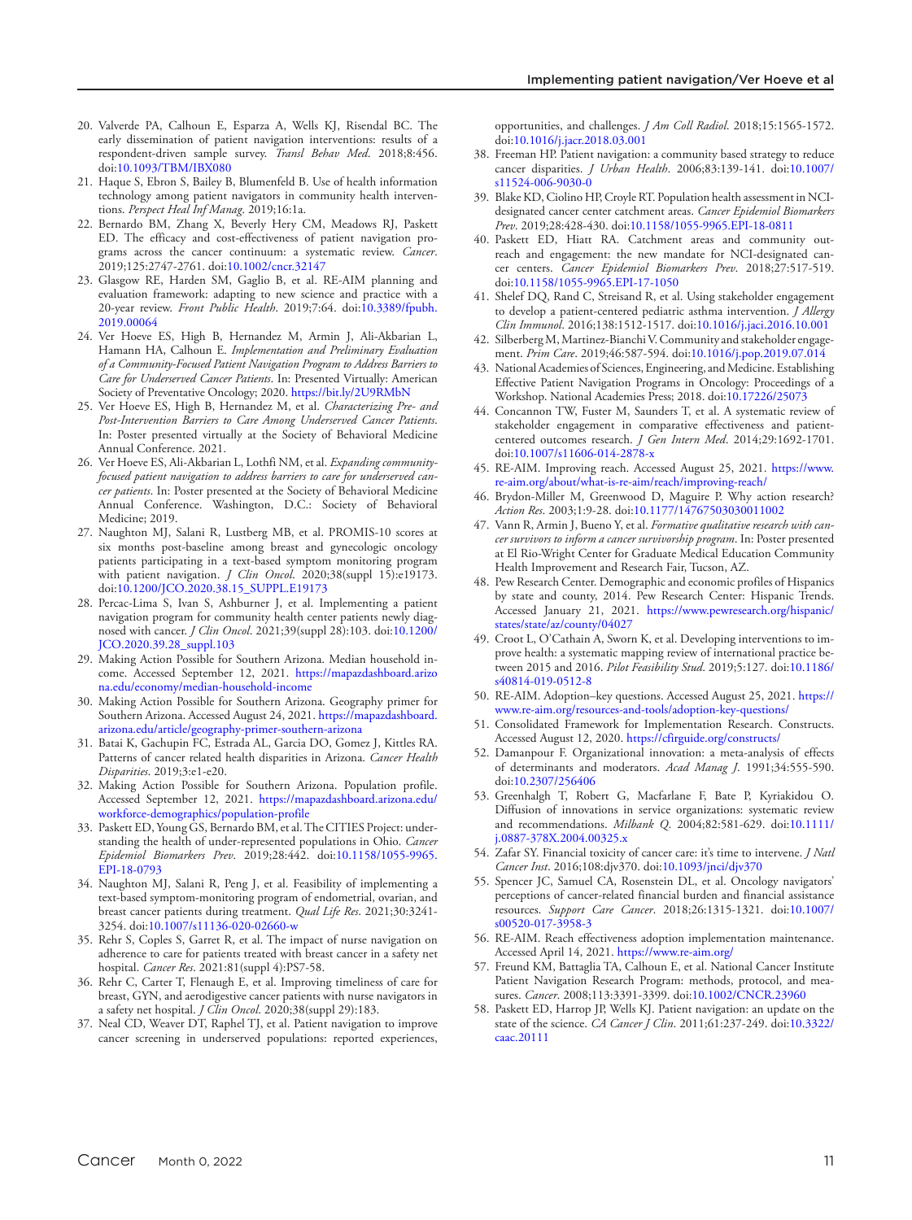20. Valverde PA, Calhoun E, Esparza A, Wells KJ, Risendal BC. The early dissemination of patient navigation interventions: results of a respondent-driven sample survey. *Transl Behav Med*. 2018;8:456. doi:10.1093/TBM/IBX080
21. Haque S, Ebron S, Bailey B, Blumenfeld B. Use of health information technology among patient navigators in community health interventions. *Perspect Heal Inf Manag*. 2019;16:1a.
22. Bernardo BM, Zhang X, Beverly Hery CM, Meadows RJ, Paskett ED. The efficacy and cost-effectiveness of patient navigation programs across the cancer continuum: a systematic review. *Cancer*. 2019;125:2747-2761. doi:10.1002/cncr.32147
23. Glasgow RE, Harden SM, Gaglio B, et al. RE-AIM planning and evaluation framework: adapting to new science and practice with a 20-year review. *Front Public Health*. 2019;7:64. doi:10.3389/fpubh.2019.00064
24. Ver Hoeve ES, High B, Hernandez M, Armin J, Ali-Akbarian L, Hamann HA, Calhoun E. *Implementation and Preliminary Evaluation of a Community-Focused Patient Navigation Program to Address Barriers to Care for Underserved Cancer Patients*. In: Presented Virtually: American Society of Preventative Oncology; 2020. https://bit.ly/2U9RMbN
25. Ver Hoeve ES, High B, Hernandez M, et al. *Characterizing Pre- and Post-Intervention Barriers to Care Among Underserved Cancer Patients*. In: Poster presented virtually at the Society of Behavioral Medicine Annual Conference. 2021.
26. Ver Hoeve ES, Ali-Akbarian L, Lothfi NM, et al. *Expanding community-focused patient navigation to address barriers to care for underserved cancer patients*. In: Poster presented at the Society of Behavioral Medicine Annual Conference. Washington, D.C.: Society of Behavioral Medicine; 2019.
27. Naughton MJ, Salani R, Lustberg MB, et al. PROMIS-10 scores at six months post-baseline among breast and gynecologic oncology patients participating in a text-based symptom monitoring program with patient navigation. *J Clin Oncol*. 2020;38(suppl 15):e19173. doi:10.1200/JCO.2020.38.15_SUPPL.E19173
28. Percac-Lima S, Ivan S, Ashburner J, et al. Implementing a patient navigation program for community health center patients newly diagnosed with cancer. *J Clin Oncol*. 2021;39(suppl 28):103. doi:10.1200/JCO.2020.39.28_suppl.103
29. Making Action Possible for Southern Arizona. Median household income. Accessed September 12, 2021. https://mapazdashboard.arizona.edu/economy/median-household-income
30. Making Action Possible for Southern Arizona. Geography primer for Southern Arizona. Accessed August 24, 2021. https://mapazdashboard.arizona.edu/article/geography-primer-southern-arizona
31. Batai K, Gachupin FC, Estrada AL, Garcia DO, Gomez J, Kittles RA. Patterns of cancer related health disparities in Arizona. *Cancer Health Disparities*. 2019;3:e1-e20.
32. Making Action Possible for Southern Arizona. Population profile. Accessed September 12, 2021. https://mapazdashboard.arizona.edu/workforce-demographics/population-profile
33. Paskett ED, Young GS, Bernardo BM, et al. The CITIES Project: understanding the health of under-represented populations in Ohio. *Cancer Epidemiol Biomarkers Prev*. 2019;28:442. doi:10.1158/1055-9965.EPI-18-0793
34. Naughton MJ, Salani R, Peng J, et al. Feasibility of implementing a text-based symptom-monitoring program of endometrial, ovarian, and breast cancer patients during treatment. *Qual Life Res*. 2021;30:3241-3254. doi:10.1007/s11136-020-02660-w
35. Rehr S, Coples S, Garret R, et al. The impact of nurse navigation on adherence to care for patients treated with breast cancer in a safety net hospital. *Cancer Res*. 2021:81(suppl 4):PS7-58.
36. Rehr C, Carter T, Flenaugh E, et al. Improving timeliness of care for breast, GYN, and aerodigestive cancer patients with nurse navigators in a safety net hospital. *J Clin Oncol*. 2020;38(suppl 29):183.
37. Neal CD, Weaver DT, Raphel TJ, et al. Patient navigation to improve cancer screening in underserved populations: reported experiences, opportunities, and challenges. *J Am Coll Radiol*. 2018;15:1565-1572. doi:10.1016/j.jacr.2018.03.001
38. Freeman HP. Patient navigation: a community based strategy to reduce cancer disparities. *J Urban Health*. 2006;83:139-141. doi:10.1007/s11524-006-9030-0
39. Blake KD, Ciolino HP, Croyle RT. Population health assessment in NCI-designated cancer center catchment areas. *Cancer Epidemiol Biomarkers Prev*. 2019;28:428-430. doi:10.1158/1055-9965.EPI-18-0811
40. Paskett ED, Hiatt RA. Catchment areas and community outreach and engagement: the new mandate for NCI-designated cancer centers. *Cancer Epidemiol Biomarkers Prev*. 2018;27:517-519. doi:10.1158/1055-9965.EPI-17-1050
41. Shelef DQ, Rand C, Streisand R, et al. Using stakeholder engagement to develop a patient-centered pediatric asthma intervention. *J Allergy Clin Immunol*. 2016;138:1512-1517. doi:10.1016/j.jaci.2016.10.001
42. Silberberg M, Martinez-Bianchi V. Community and stakeholder engagement. *Prim Care*. 2019;46:587-594. doi:10.1016/j.pop.2019.07.014
43. National Academies of Sciences, Engineering, and Medicine. Establishing Effective Patient Navigation Programs in Oncology: Proceedings of a Workshop. National Academies Press; 2018. doi:10.17226/25073
44. Concannon TW, Fuster M, Saunders T, et al. A systematic review of stakeholder engagement in comparative effectiveness and patient-centered outcomes research. *J Gen Intern Med*. 2014;29:1692-1701. doi:10.1007/s11606-014-2878-x
45. RE-AIM. Improving reach. Accessed August 25, 2021. https://www.re-aim.org/about/what-is-re-aim/reach/improving-reach/
46. Brydon-Miller M, Greenwood D, Maguire P. Why action research? *Action Res*. 2003;1:9-28. doi:10.1177/14767503030011002
47. Vann R, Armin J, Bueno Y, et al. *Formative qualitative research with cancer survivors to inform a cancer survivorship program*. In: Poster presented at El Rio-Wright Center for Graduate Medical Education Community Health Improvement and Research Fair, Tucson, AZ.
48. Pew Research Center. Demographic and economic profiles of Hispanics by state and county, 2014. Pew Research Center: Hispanic Trends. Accessed January 21, 2021. https://www.pewresearch.org/hispanic/states/state/az/county/04027
49. Croot L, O'Cathain A, Sworn K, et al. Developing interventions to improve health: a systematic mapping review of international practice between 2015 and 2016. *Pilot Feasibility Stud*. 2019;5:127. doi:10.1186/s40814-019-0512-8
50. RE-AIM. Adoption–key questions. Accessed August 25, 2021. https://www.re-aim.org/resources-and-tools/adoption-key-questions/
51. Consolidated Framework for Implementation Research. Constructs. Accessed August 12, 2020. https://cfirguide.org/constructs/
52. Damanpour F. Organizational innovation: a meta-analysis of effects of determinants and moderators. *Acad Manag J*. 1991;34:555-590. doi:10.2307/256406
53. Greenhalgh T, Robert G, Macfarlane F, Bate P, Kyriakidou O. Diffusion of innovations in service organizations: systematic review and recommendations. *Milbank Q*. 2004;82:581-629. doi:10.1111/j.0887-378X.2004.00325.x
54. Zafar SY. Financial toxicity of cancer care: it's time to intervene. *J Natl Cancer Inst*. 2016;108:djv370. doi:10.1093/jnci/djv370
55. Spencer JC, Samuel CA, Rosenstein DL, et al. Oncology navigators' perceptions of cancer-related financial burden and financial assistance resources. *Support Care Cancer*. 2018;26:1315-1321. doi:10.1007/s00520-017-3958-3
56. RE-AIM. Reach effectiveness adoption implementation maintenance. Accessed April 14, 2021. https://www.re-aim.org/
57. Freund KM, Battaglia TA, Calhoun E, et al. National Cancer Institute Patient Navigation Research Program: methods, protocol, and measures. *Cancer*. 2008;113:3391-3399. doi:10.1002/CNCR.23960
58. Paskett ED, Harrop JP, Wells KJ. Patient navigation: an update on the state of the science. *CA Cancer J Clin*. 2011;61:237-249. doi:10.3322/caac.20111